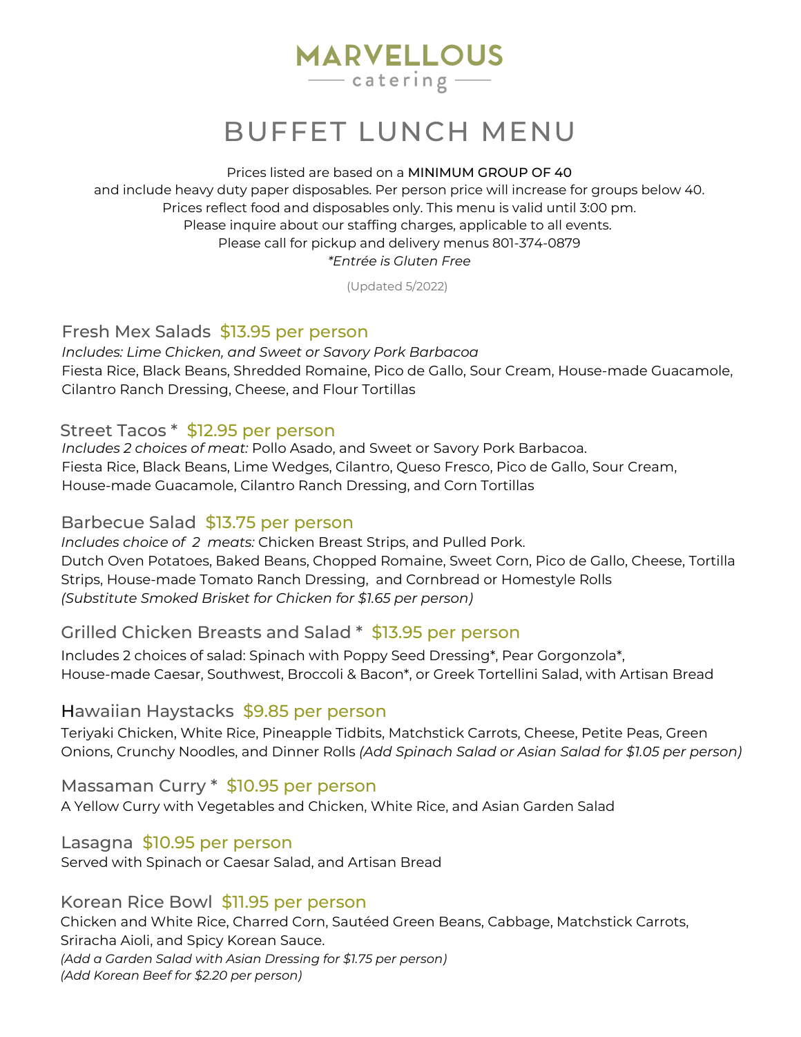# MARVELLOUS

catering

## BUFFET LUNCH MENU

Prices listed are based on a MINIMUM GROUP OF 40
and include heavy duty paper disposables. Per person price will increase for groups below 40.
Prices reflect food and disposables only. This menu is valid until 3:00 pm.
Please inquire about our staffing charges, applicable to all events.
Please call for pickup and delivery menus 801-374-0879
*\*Entrée is Gluten Free*

(Updated 5/2022)

### Fresh Mex Salads $13.95 per person

*Includes: Lime Chicken, and Sweet or Savory Pork Barbacoa*
Fiesta Rice, Black Beans, Shredded Romaine, Pico de Gallo, Sour Cream, House-made Guacamole, Cilantro Ranch Dressing, Cheese, and Flour Tortillas

### Street Tacos * $12.95 per person

*Includes 2 choices of meat:* Pollo Asado, and Sweet or Savory Pork Barbacoa.
Fiesta Rice, Black Beans, Lime Wedges, Cilantro, Queso Fresco, Pico de Gallo, Sour Cream, House-made Guacamole, Cilantro Ranch Dressing, and Corn Tortillas

### Barbecue Salad $13.75 per person

*Includes choice of 2 meats:* Chicken Breast Strips, and Pulled Pork.
Dutch Oven Potatoes, Baked Beans, Chopped Romaine, Sweet Corn, Pico de Gallo, Cheese, Tortilla Strips, House-made Tomato Ranch Dressing, and Cornbread or Homestyle Rolls
*(Substitute Smoked Brisket for Chicken for $1.65 per person)*

### Grilled Chicken Breasts and Salad * $13.95 per person

Includes 2 choices of salad: Spinach with Poppy Seed Dressing*, Pear Gorgonzola*, House-made Caesar, Southwest, Broccoli & Bacon*, or Greek Tortellini Salad, with Artisan Bread

### Hawaiian Haystacks $9.85 per person

Teriyaki Chicken, White Rice, Pineapple Tidbits, Matchstick Carrots, Cheese, Petite Peas, Green Onions, Crunchy Noodles, and Dinner Rolls *(Add Spinach Salad or Asian Salad for $1.05 per person)*

### Massaman Curry * $10.95 per person

A Yellow Curry with Vegetables and Chicken, White Rice, and Asian Garden Salad

### Lasagna $10.95 per person

Served with Spinach or Caesar Salad, and Artisan Bread

### Korean Rice Bowl $11.95 per person

Chicken and White Rice, Charred Corn, Sautéed Green Beans, Cabbage, Matchstick Carrots, Sriracha Aioli, and Spicy Korean Sauce.
*(Add a Garden Salad with Asian Dressing for $1.75 per person)*
*(Add Korean Beef for $2.20 per person)*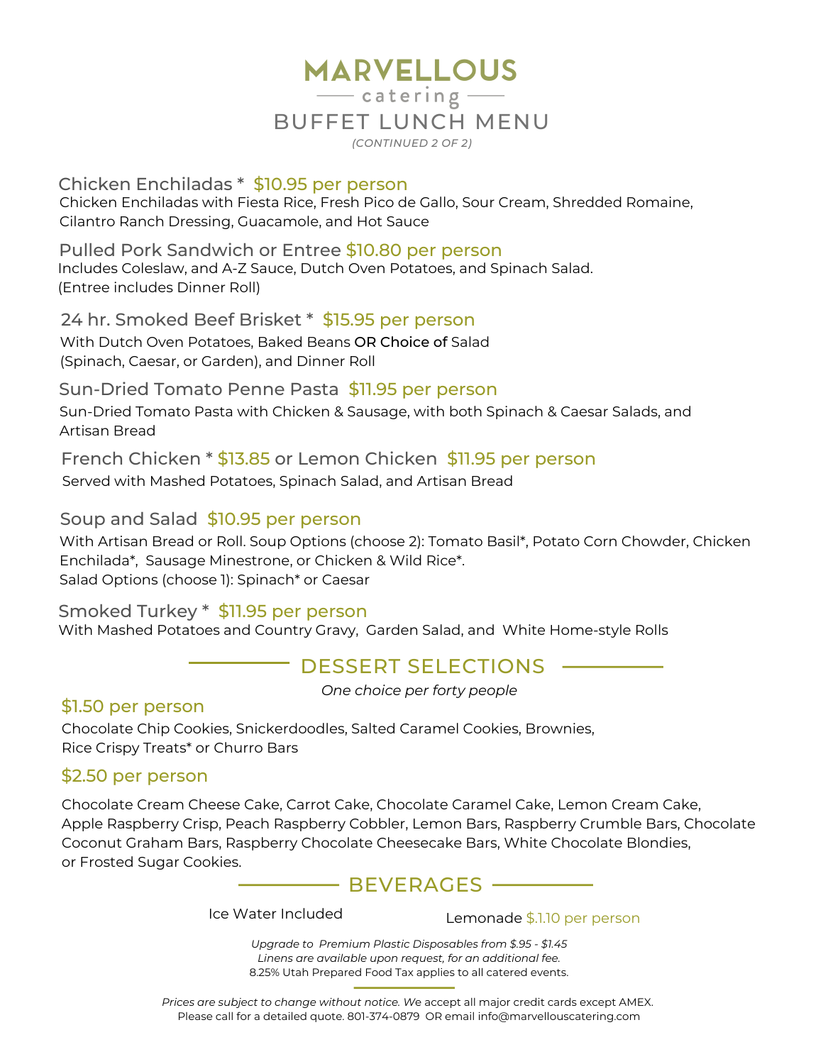# MARVELLOUS
## catering
## BUFFET LUNCH MENU

*(CONTINUED 2 OF 2)*

### Chicken Enchiladas * $10.95 per person

Chicken Enchiladas with Fiesta Rice, Fresh Pico de Gallo, Sour Cream, Shredded Romaine, Cilantro Ranch Dressing, Guacamole, and Hot Sauce

### Pulled Pork Sandwich or Entree $10.80 per person

Includes Coleslaw, and A-Z Sauce, Dutch Oven Potatoes, and Spinach Salad. (Entree includes Dinner Roll)

### 24 hr. Smoked Beef Brisket * $15.95 per person

With Dutch Oven Potatoes, Baked Beans OR Choice of Salad (Spinach, Caesar, or Garden), and Dinner Roll

### Sun-Dried Tomato Penne Pasta $11.95 per person

Sun-Dried Tomato Pasta with Chicken & Sausage, with both Spinach & Caesar Salads, and Artisan Bread

### French Chicken * $13.85 or Lemon Chicken $11.95 per person

Served with Mashed Potatoes, Spinach Salad, and Artisan Bread

### Soup and Salad $10.95 per person

With Artisan Bread or Roll. Soup Options (choose 2): Tomato Basil*, Potato Corn Chowder, Chicken Enchilada*, Sausage Minestrone, or Chicken & Wild Rice*.
Salad Options (choose 1): Spinach* or Caesar

### Smoked Turkey * $11.95 per person

With Mashed Potatoes and Country Gravy, Garden Salad, and White Home-style Rolls

## DESSERT SELECTIONS

*One choice per forty people*

### $1.50 per person

Chocolate Chip Cookies, Snickerdoodles, Salted Caramel Cookies, Brownies, Rice Crispy Treats* or Churro Bars

### $2.50 per person

Chocolate Cream Cheese Cake, Carrot Cake, Chocolate Caramel Cake, Lemon Cream Cake, Apple Raspberry Crisp, Peach Raspberry Cobbler, Lemon Bars, Raspberry Crumble Bars, Chocolate Coconut Graham Bars, Raspberry Chocolate Cheesecake Bars, White Chocolate Blondies, or Frosted Sugar Cookies.

## BEVERAGES

Ice Water Included

Lemonade $.1.10 per person

*Upgrade to Premium Plastic Disposables from $.95 - $1.45*
*Linens are available upon request, for an additional fee.*
8.25% Utah Prepared Food Tax applies to all catered events.

*Prices are subject to change without notice.* We accept all major credit cards except AMEX.
Please call for a detailed quote. 801-374-0879 OR email info@marvellouscatering.com